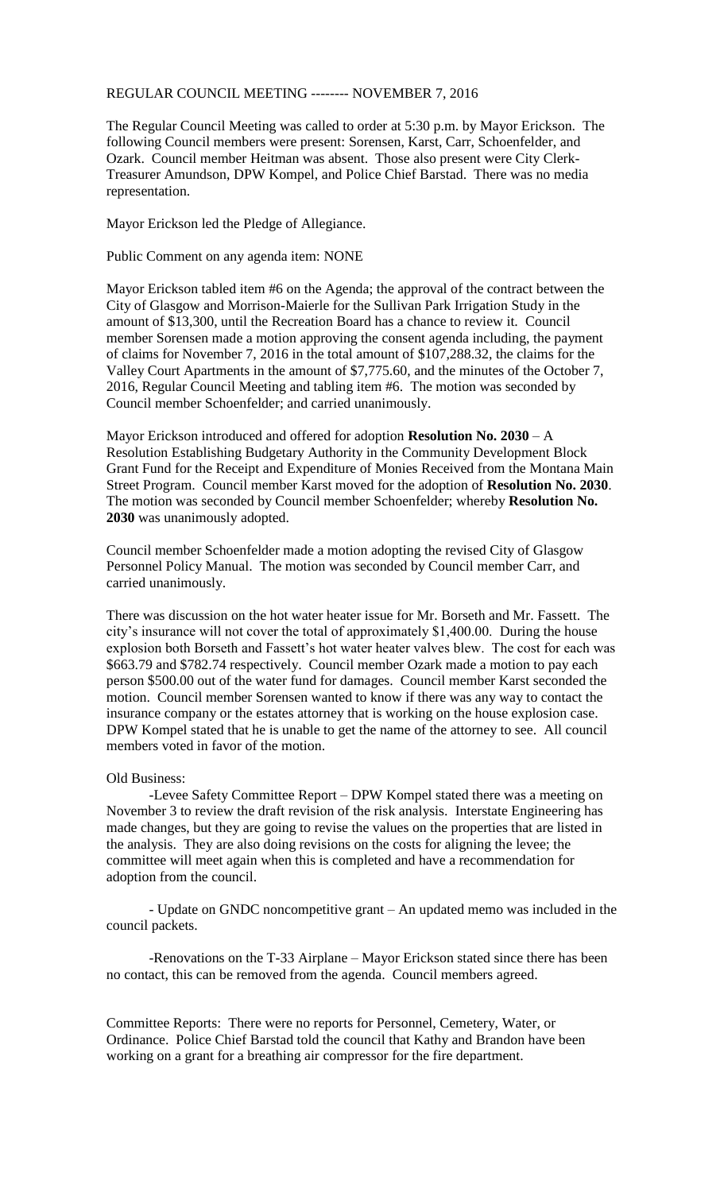# REGULAR COUNCIL MEETING -------- NOVEMBER 7, 2016

The Regular Council Meeting was called to order at 5:30 p.m. by Mayor Erickson. The following Council members were present: Sorensen, Karst, Carr, Schoenfelder, and Ozark. Council member Heitman was absent. Those also present were City Clerk-Treasurer Amundson, DPW Kompel, and Police Chief Barstad. There was no media representation.

Mayor Erickson led the Pledge of Allegiance.

Public Comment on any agenda item: NONE

Mayor Erickson tabled item #6 on the Agenda; the approval of the contract between the City of Glasgow and Morrison-Maierle for the Sullivan Park Irrigation Study in the amount of $13,300, until the Recreation Board has a chance to review it. Council member Sorensen made a motion approving the consent agenda including, the payment of claims for November 7, 2016 in the total amount of $107,288.32, the claims for the Valley Court Apartments in the amount of $7,775.60, and the minutes of the October 7, 2016, Regular Council Meeting and tabling item #6. The motion was seconded by Council member Schoenfelder; and carried unanimously.

Mayor Erickson introduced and offered for adoption **Resolution No. 2030** – A Resolution Establishing Budgetary Authority in the Community Development Block Grant Fund for the Receipt and Expenditure of Monies Received from the Montana Main Street Program. Council member Karst moved for the adoption of **Resolution No. 2030**. The motion was seconded by Council member Schoenfelder; whereby **Resolution No. 2030** was unanimously adopted.

Council member Schoenfelder made a motion adopting the revised City of Glasgow Personnel Policy Manual. The motion was seconded by Council member Carr, and carried unanimously.

There was discussion on the hot water heater issue for Mr. Borseth and Mr. Fassett. The city's insurance will not cover the total of approximately $1,400.00. During the house explosion both Borseth and Fassett's hot water heater valves blew. The cost for each was $663.79 and $782.74 respectively. Council member Ozark made a motion to pay each person $500.00 out of the water fund for damages. Council member Karst seconded the motion. Council member Sorensen wanted to know if there was any way to contact the insurance company or the estates attorney that is working on the house explosion case. DPW Kompel stated that he is unable to get the name of the attorney to see. All council members voted in favor of the motion.

Old Business:

-Levee Safety Committee Report – DPW Kompel stated there was a meeting on November 3 to review the draft revision of the risk analysis. Interstate Engineering has made changes, but they are going to revise the values on the properties that are listed in the analysis. They are also doing revisions on the costs for aligning the levee; the committee will meet again when this is completed and have a recommendation for adoption from the council.

- Update on GNDC noncompetitive grant – An updated memo was included in the council packets.

-Renovations on the T-33 Airplane – Mayor Erickson stated since there has been no contact, this can be removed from the agenda. Council members agreed.

Committee Reports: There were no reports for Personnel, Cemetery, Water, or Ordinance. Police Chief Barstad told the council that Kathy and Brandon have been working on a grant for a breathing air compressor for the fire department.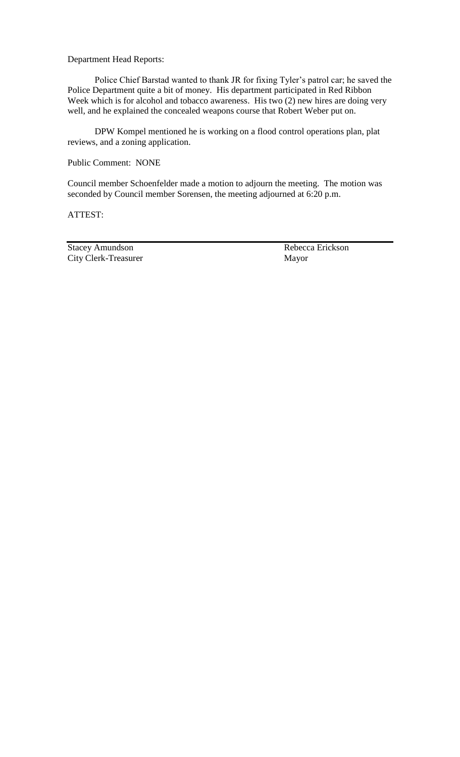Department Head Reports:

Police Chief Barstad wanted to thank JR for fixing Tyler's patrol car; he saved the Police Department quite a bit of money. His department participated in Red Ribbon Week which is for alcohol and tobacco awareness. His two (2) new hires are doing very well, and he explained the concealed weapons course that Robert Weber put on.

DPW Kompel mentioned he is working on a flood control operations plan, plat reviews, and a zoning application.

Public Comment: NONE

Council member Schoenfelder made a motion to adjourn the meeting. The motion was seconded by Council member Sorensen, the meeting adjourned at 6:20 p.m.

ATTEST:

| | |
|---|---|
| Stacey Amundson | Rebecca Erickson |
| City Clerk-Treasurer | Mayor |